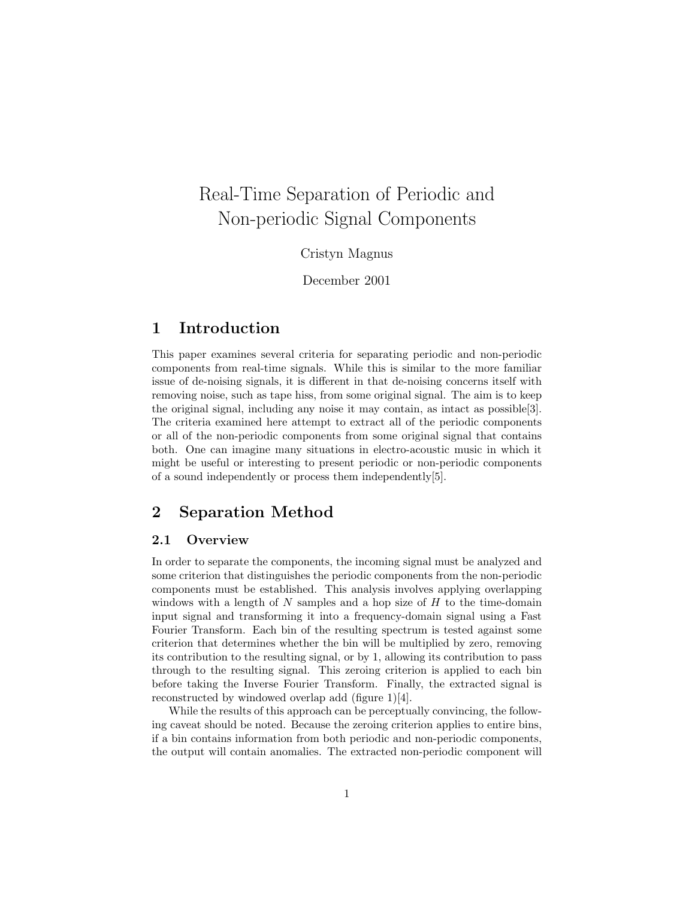// Real-Time Separation of Periodic and Non-periodic Signal Components

Cristyn Magnus

December 2001

## 1 Introduction

This paper examines several criteria for separating periodic and non-periodic components from real-time signals. While this is similar to the more familiar issue of de-noising signals, it is different in that de-noising concerns itself with removing noise, such as tape hiss, from some original signal. The aim is to keep the original signal, including any noise it may contain, as intact as possible[3]. The criteria examined here attempt to extract all of the periodic components or all of the non-periodic components from some original signal that contains both. One can imagine many situations in electro-acoustic music in which it might be useful or interesting to present periodic or non-periodic components of a sound independently or process them independently[5].

## 2 Separation Method

### 2.1 Overview

In order to separate the components, the incoming signal must be analyzed and some criterion that distinguishes the periodic components from the non-periodic components must be established. This analysis involves applying overlapping windows with a length of $N$ samples and a hop size of $H$ to the time-domain input signal and transforming it into a frequency-domain signal using a Fast Fourier Transform. Each bin of the resulting spectrum is tested against some criterion that determines whether the bin will be multiplied by zero, removing its contribution to the resulting signal, or by 1, allowing its contribution to pass through to the resulting signal. This zeroing criterion is applied to each bin before taking the Inverse Fourier Transform. Finally, the extracted signal is reconstructed by windowed overlap add (figure 1)[4].

While the results of this approach can be perceptually convincing, the following caveat should be noted. Because the zeroing criterion applies to entire bins, if a bin contains information from both periodic and non-periodic components, the output will contain anomalies. The extracted non-periodic component will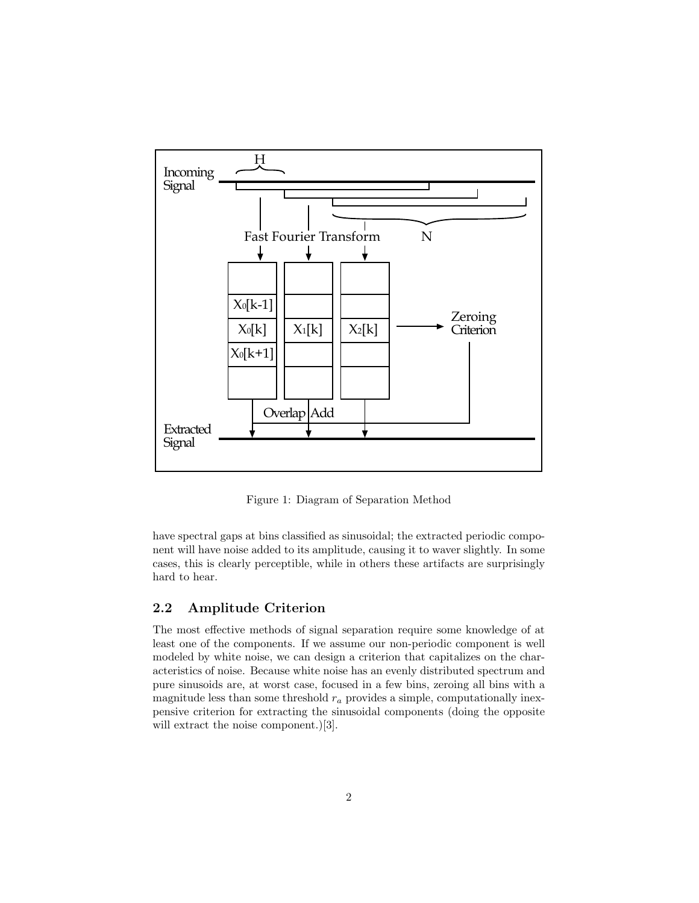Figure 1: Diagram of Separation Method

have spectral gaps at bins classified as sinusoidal; the extracted periodic component will have noise added to its amplitude, causing it to waver slightly. In some cases, this is clearly perceptible, while in others these artifacts are surprisingly hard to hear.

## 2.2 Amplitude Criterion

The most effective methods of signal separation require some knowledge of at least one of the components. If we assume our non-periodic component is well modeled by white noise, we can design a criterion that capitalizes on the characteristics of noise. Because white noise has an evenly distributed spectrum and pure sinusoids are, at worst case, focused in a few bins, zeroing all bins with a magnitude less than some threshold $r_a$ provides a simple, computationally inexpensive criterion for extracting the sinusoidal components (doing the opposite will extract the noise component.)[3].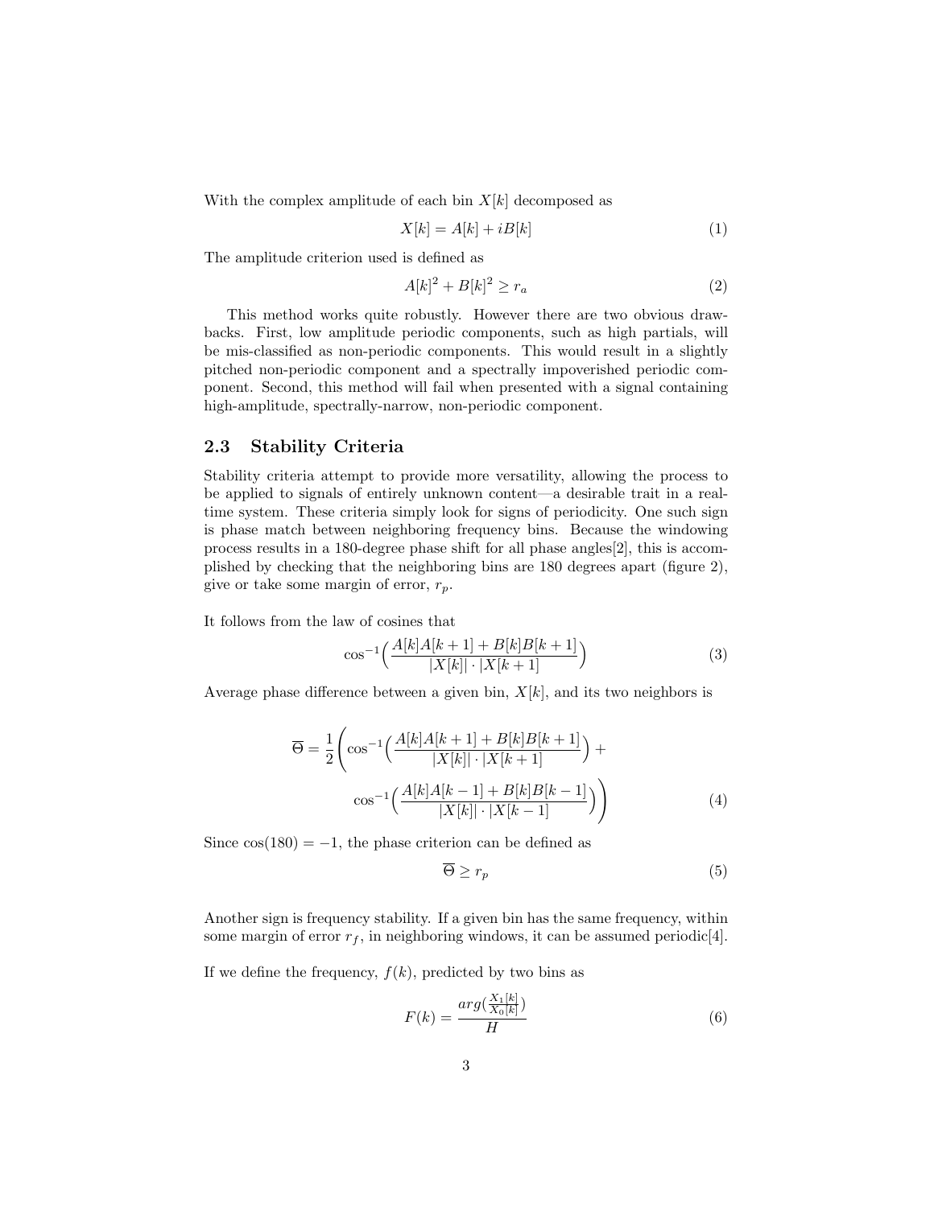With the complex amplitude of each bin $X[k]$ decomposed as

$$X[k] = A[k] + iB[k] \tag{1}$$

The amplitude criterion used is defined as

$$A[k]^2 + B[k]^2 \geq r_a \tag{2}$$

This method works quite robustly. However there are two obvious drawbacks. First, low amplitude periodic components, such as high partials, will be mis-classified as non-periodic components. This would result in a slightly pitched non-periodic component and a spectrally impoverished periodic component. Second, this method will fail when presented with a signal containing high-amplitude, spectrally-narrow, non-periodic component.

## 2.3 Stability Criteria

Stability criteria attempt to provide more versatility, allowing the process to be applied to signals of entirely unknown content—a desirable trait in a real-time system. These criteria simply look for signs of periodicity. One such sign is phase match between neighboring frequency bins. Because the windowing process results in a 180-degree phase shift for all phase angles[2], this is accomplished by checking that the neighboring bins are 180 degrees apart (figure 2), give or take some margin of error, $r_p$.

It follows from the law of cosines that

$$\cos^{-1}\Big(\frac{A[k]A[k+1] + B[k]B[k+1]}{|X[k]| \cdot |X[k+1]}\Big) \tag{3}$$

Average phase difference between a given bin, $X[k]$, and its two neighbors is

$$\overline{\Theta} = \frac{1}{2}\Bigg(\cos^{-1}\Big(\frac{A[k]A[k+1] + B[k]B[k+1]}{|X[k]| \cdot |X[k+1]}\Big) + \cos^{-1}\Big(\frac{A[k]A[k-1] + B[k]B[k-1]}{|X[k]| \cdot |X[k-1]}\Big)\Bigg) \tag{4}$$

Since $\cos(180) = -1$, the phase criterion can be defined as

$$\overline{\Theta} \geq r_p \tag{5}$$

Another sign is frequency stability. If a given bin has the same frequency, within some margin of error $r_f$, in neighboring windows, it can be assumed periodic[4].

If we define the frequency, $f(k)$, predicted by two bins as

$$F(k) = \frac{arg(\frac{X_1[k]}{X_0[k]})}{H} \tag{6}$$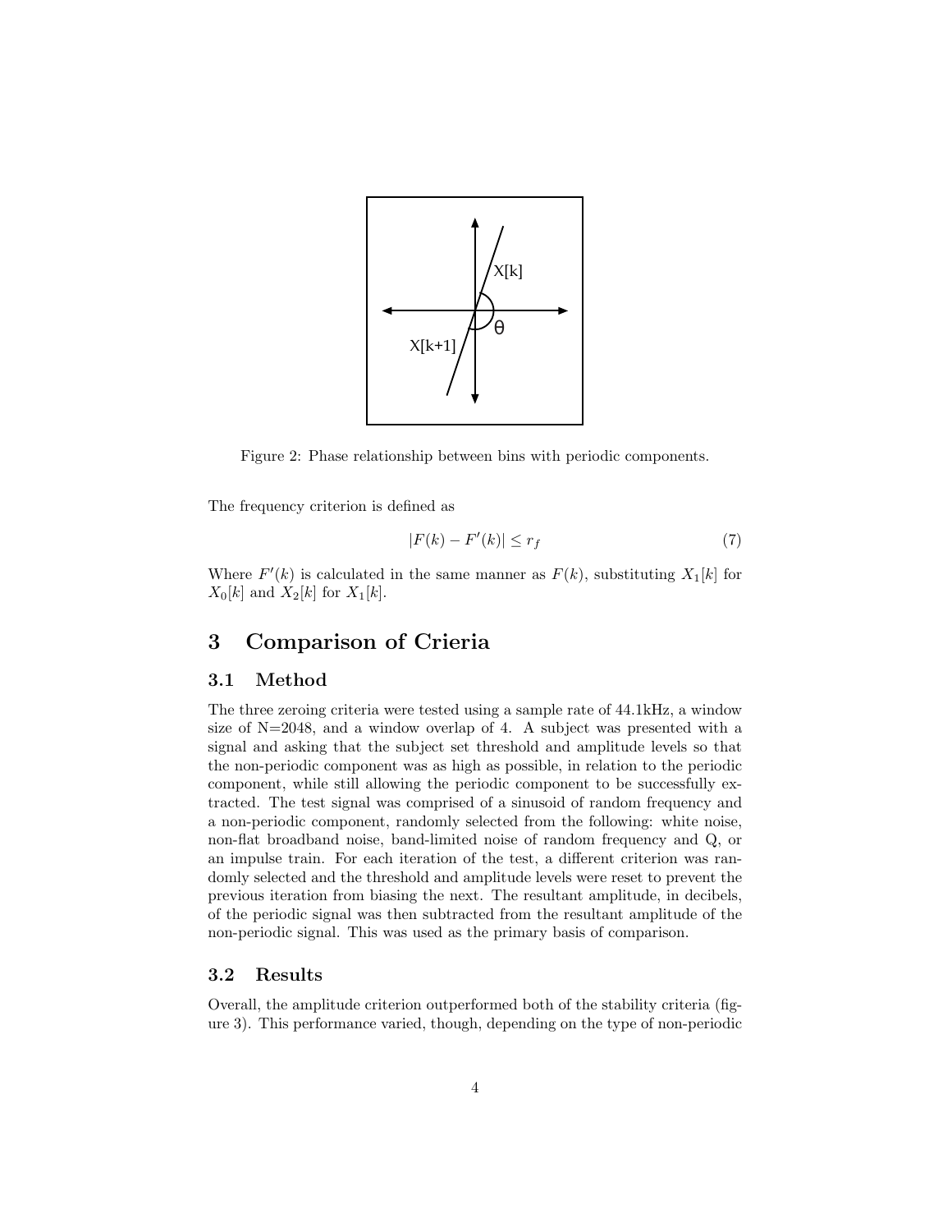Figure 2: Phase relationship between bins with periodic components.

The frequency criterion is defined as

$$|F(k) - F'(k)| \leq r_f \tag{7}$$

Where $F'(k)$ is calculated in the same manner as $F(k)$, substituting $X_1[k]$ for $X_0[k]$ and $X_2[k]$ for $X_1[k]$.

# 3 Comparison of Crieria

## 3.1 Method

The three zeroing criteria were tested using a sample rate of 44.1kHz, a window size of N=2048, and a window overlap of 4. A subject was presented with a signal and asking that the subject set threshold and amplitude levels so that the non-periodic component was as high as possible, in relation to the periodic component, while still allowing the periodic component to be successfully extracted. The test signal was comprised of a sinusoid of random frequency and a non-periodic component, randomly selected from the following: white noise, non-flat broadband noise, band-limited noise of random frequency and Q, or an impulse train. For each iteration of the test, a different criterion was randomly selected and the threshold and amplitude levels were reset to prevent the previous iteration from biasing the next. The resultant amplitude, in decibels, of the periodic signal was then subtracted from the resultant amplitude of the non-periodic signal. This was used as the primary basis of comparison.

## 3.2 Results

Overall, the amplitude criterion outperformed both of the stability criteria (figure 3). This performance varied, though, depending on the type of non-periodic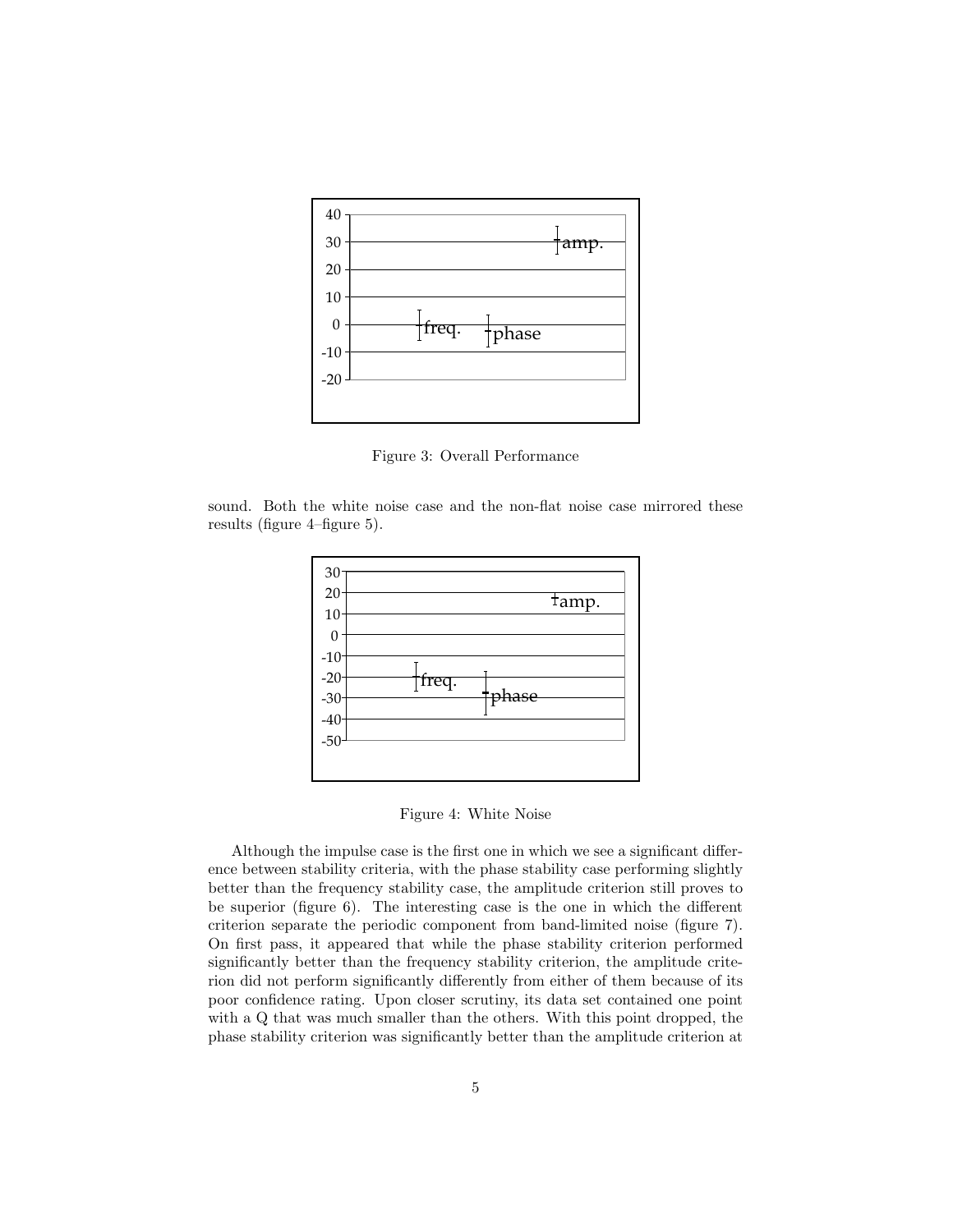Figure 3: Overall Performance

sound. Both the white noise case and the non-flat noise case mirrored these results (figure 4–figure 5).

Figure 4: White Noise

Although the impulse case is the first one in which we see a significant difference between stability criteria, with the phase stability case performing slightly better than the frequency stability case, the amplitude criterion still proves to be superior (figure 6). The interesting case is the one in which the different criterion separate the periodic component from band-limited noise (figure 7). On first pass, it appeared that while the phase stability criterion performed significantly better than the frequency stability criterion, the amplitude criterion did not perform significantly differently from either of them because of its poor confidence rating. Upon closer scrutiny, its data set contained one point with a Q that was much smaller than the others. With this point dropped, the phase stability criterion was significantly better than the amplitude criterion at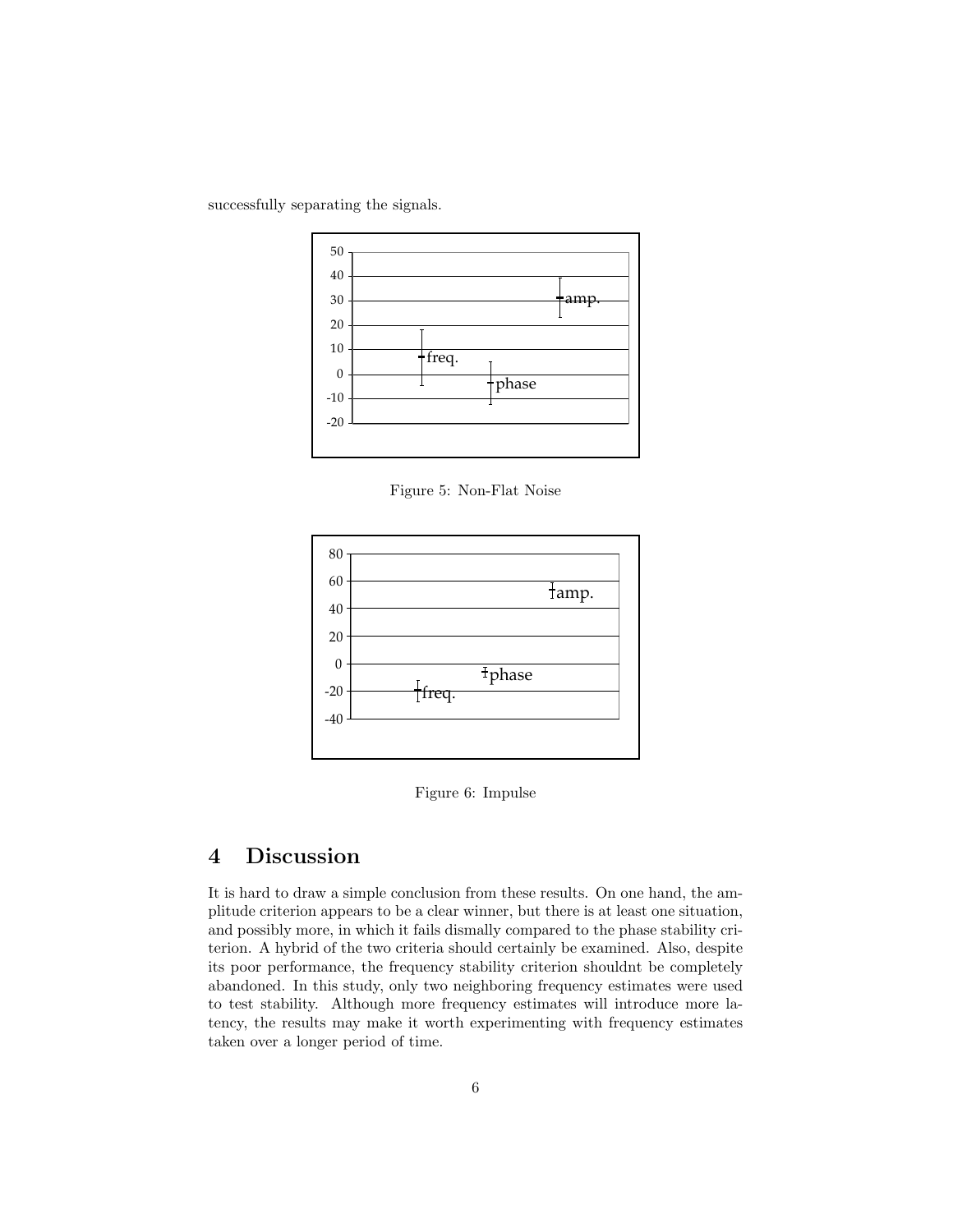successfully separating the signals.

Figure 5: Non-Flat Noise

Figure 6: Impulse

## 4 Discussion

It is hard to draw a simple conclusion from these results. On one hand, the amplitude criterion appears to be a clear winner, but there is at least one situation, and possibly more, in which it fails dismally compared to the phase stability criterion. A hybrid of the two criteria should certainly be examined. Also, despite its poor performance, the frequency stability criterion shouldnt be completely abandoned. In this study, only two neighboring frequency estimates were used to test stability. Although more frequency estimates will introduce more latency, the results may make it worth experimenting with frequency estimates taken over a longer period of time.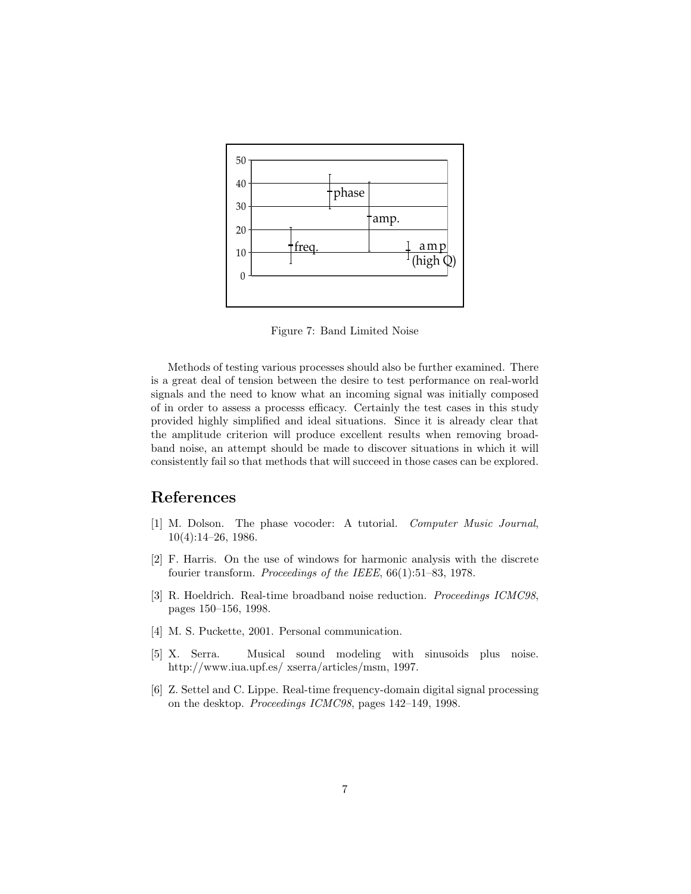50
40
30
20
10
0

phase
amp.
freq.
amp
(high Q)

Figure 7: Band Limited Noise

Methods of testing various processes should also be further examined. There is a great deal of tension between the desire to test performance on real-world signals and the need to know what an incoming signal was initially composed of in order to assess a processs efficacy. Certainly the test cases in this study provided highly simplified and ideal situations. Since it is already clear that the amplitude criterion will produce excellent results when removing broadband noise, an attempt should be made to discover situations in which it will consistently fail so that methods that will succeed in those cases can be explored.

## References

[1] M. Dolson. The phase vocoder: A tutorial. *Computer Music Journal*, 10(4):14–26, 1986.

[2] F. Harris. On the use of windows for harmonic analysis with the discrete fourier transform. *Proceedings of the IEEE*, 66(1):51–83, 1978.

[3] R. Hoeldrich. Real-time broadband noise reduction. *Proceedings ICMC98*, pages 150–156, 1998.

[4] M. S. Puckette, 2001. Personal communication.

[5] X. Serra. Musical sound modeling with sinusoids plus noise. http://www.iua.upf.es/ xserra/articles/msm, 1997.

[6] Z. Settel and C. Lippe. Real-time frequency-domain digital signal processing on the desktop. *Proceedings ICMC98*, pages 142–149, 1998.